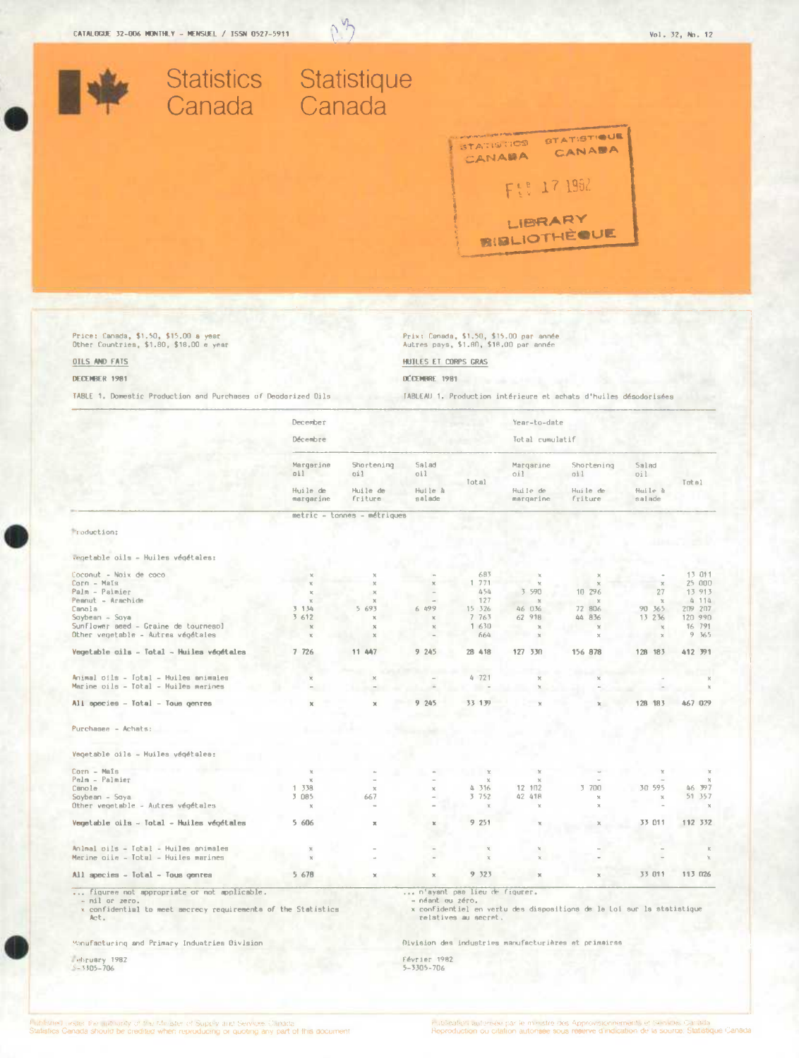CATALOGUE 32-006 MONTHLY - MENSUEL / ISSN 0527-5911

Vol. 32, No. 12

Statistics Canada    Statistique Canada

STATISTICS CANADA STATISTIQUE CANADA
FEB 17 1982
LIBRARY BIBLIOTHÈQUE

Price: Canada, $1.50, $15.00 a year
Other Countries, $1.80, $18.00 a year

Prix: Canada, $1.50, $15.00 par année
Autres pays, $1.80, $18.00 par année

## OILS AND FATS

## HUILES ET CORPS GRAS

DECEMBER 1981

DÉCEMBRE 1981

TABLE 1. Domestic Production and Purchases of Deodorized Oils

TABLEAU 1. Production intérieure et achats d'huiles désodorisées

| | December / Décembre | | | | Year-to-date / Total cumulatif | | | |
|---|---|---|---|---|---|---|---|---|
| | Margarine oil / Huile de margarine | Shortening oil / Huile de friture | Salad oil / Huile à salade | Total | Margarine oil / Huile de margarine | Shortening oil / Huile de friture | Salad oil / Huile à salade | Total |
| | metric - tonnes - métriques | | | | | | | |
| **Production:** | | | | | | | | |
| Vegetable oils - Huiles végétales: | | | | | | | | |
| Coconut - Noix de coco | x | x | - | 683 | x | x | - | 13 011 |
| Corn - Maïs | x | x | x | 1 771 | x | x | x | 25 000 |
| Palm - Palmier | x | x | - | 454 | 3 590 | 10 296 | 27 | 13 913 |
| Peanut - Arachide | x | x | - | 127 | x | x | x | 4 114 |
| Canola | 3 134 | 5 693 | 6 499 | 15 326 | 46 036 | 72 806 | 90 365 | 209 207 |
| Soybean - Soya | 3 612 | x | x | 7 763 | 62 918 | 44 836 | 13 236 | 120 990 |
| Sunflower seed - Graine de tournesol | x | x | x | 1 630 | x | x | x | 16 791 |
| Other vegetable - Autres végétales | x | x | - | 664 | x | x | x | 9 365 |
| **Vegetable oils - Total - Huiles végétales** | **7 726** | **11 447** | **9 245** | **28 418** | **127 330** | **156 878** | **128 183** | **412 391** |
| Animal oils - Total - Huiles animales | x | x | - | 4 721 | x | x | - | x |
| Marine oils - Total - Huiles marines | - | - | - | - | x | - | - | x |
| **All species - Total - Tous genres** | **x** | **x** | **9 245** | **33 139** | **x** | **x** | **128 183** | **467 029** |
| **Purchases - Achats:** | | | | | | | | |
| Vegetable oils - Huiles végétales: | | | | | | | | |
| Corn - Maïs | x | - | - | x | x | - | x | x |
| Palm - Palmier | x | - | - | x | x | - | - | x |
| Canola | 1 338 | x | x | 4 316 | 12 102 | 3 700 | 30 595 | 46 397 |
| Soybean - Soya | 3 085 | 667 | - | 3 752 | 42 418 | x | x | 51 357 |
| Other vegetable - Autres végétales | x | - | - | x | x | x | - | x |
| **Vegetable oils - Total - Huiles végétales** | **5 606** | **x** | **x** | **9 251** | **x** | **x** | **33 011** | **112 332** |
| Animal oils - Total - Huiles animales | x | - | - | x | x | - | - | x |
| Marine oils - Total - Huiles marines | x | - | - | x | x | - | - | x |
| **All species - Total - Tous genres** | **5 678** | **x** | **x** | **9 323** | **x** | **x** | **33 011** | **113 026** |

... figures not appropriate or not applicable.
- nil or zero.
x confidential to meet secrecy requirements of the Statistics Act.

... n'ayant pas lieu de figurer.
- néant ou zéro.
x confidentiel en vertu des dispositions de la Loi sur la statistique relatives au secret.

Manufacturing and Primary Industries Division

Division des industries manufacturières et primaires

February 1982
5-3305-706

Février 1982
5-3305-706

Published under the authority of the Minister of Supply and Services Canada
Statistics Canada should be credited when reproducing or quoting any part of this document

Publication autorisée par le ministre des Approvisionnements et Services Canada
Reproduction ou citation autorisée sous réserve d'indication de la source: Statistique Canada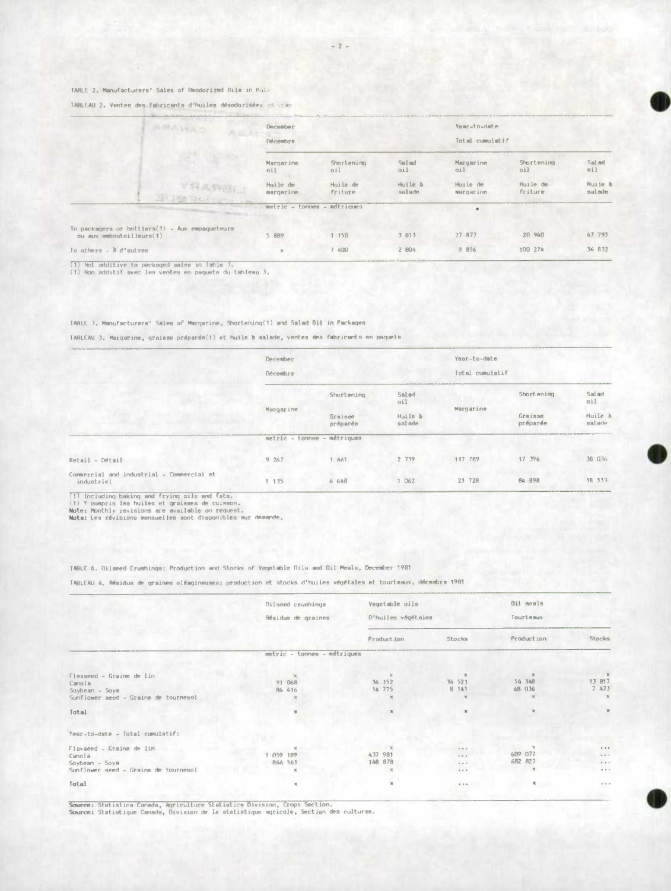TABLE 2. Manufacturers' Sales of Deodorized Oils in Bulk

TABLEAU 2. Ventes des fabricants d'huiles désodorisées en vrac

| | December<br>Décembre | | | Year-to-date<br>Total cumulatif | | |
|---|---|---|---|---|---|---|
| | Margarine oil<br>Huile de margarine | Shortening oil<br>Huile de friture | Salad oil<br>Huile à salade | Margarine oil<br>Huile de margarine | Shortening oil<br>Huile de friture | Salad oil<br>Huile à salade |
| | metric - tonnes - métriques | | | | | |
| To packagers or bottlers(1) - Aux empaqueteurs ou aux embouteilleurs(1) | 5 889 | 1 150 | 3 813 | 77 877 | 20 940 | 47 793 |
| To others - À d'autres | x | 7 400 | 2 804 | 9 856 | 100 274 | 36 832 |

(1) Not additive to packaged sales in Table 3.
(1) Non additif avec les ventes en paquets du tableau 3.

TABLE 3. Manufacturers' Sales of Margarine, Shortening(1) and Salad Oil in Packages

TABLEAU 3. Margarine, graisse préparée(1) et huile à salade, ventes des fabricants en paquets

| | December<br>Décembre | | | Year-to-date<br>Total cumulatif | | |
|---|---|---|---|---|---|---|
| | Margarine | Shortening<br>Graisse préparée | Salad oil<br>Huile à salade | Margarine | Shortening<br>Graisse préparée | Salad oil<br>Huile à salade |
| | metric - tonnes - métriques | | | | | |
| Retail - Détail | 9 267 | 1 661 | 2 739 | 117 789 | 17 396 | 38 036 |
| Commercial and industrial - Commercial et industriel | 1 135 | 6 648 | 1 062 | 23 728 | 84 898 | 18 333 |

(1) Including baking and frying oils and fats.
(1) Y compris les huiles et graisses de cuisson.
**Note:** Monthly revisions are available on request.
**Nota:** Les révisions mensuelles sont disponibles sur demande.

TABLE 4. Oilseed Crushings; Production and Stocks of Vegetable Oils and Oil Meals, December 1981

TABLEAU 4. Résidus de graines oléagineuses; production et stocks d'huiles végétales et tourteaux, décembre 1981

| | Oilseed crushings<br>Résidus de graines | Vegetable oils<br>D'huiles végétales | | Oil meals<br>Tourteaux | |
|---|---|---|---|---|---|
| | | Production | Stocks | Production | Stocks |
| | metric - tonnes - métriques | | | | |
| Flaxseed - Graine de lin | x | x | x | x | x |
| Canola | 91 068 | 36 152 | 34 521 | 54 348 | 13 817 |
| Soybean - Soya | 86 416 | 14 775 | 8 141 | 68 036 | 7 473 |
| Sunflower seed - Graine de tournesol | x | x | x | x | x |
| **Total** | x | x | x | x | x |
| Year-to-date - Total cumulatif: | | | | | |
| Flaxseed - Graine de lin | x | x | ... | x | ... |
| Canola | 1 059 189 | 437 981 | ... | 609 077 | ... |
| Soybean - Soya | 866 563 | 148 878 | ... | 682 827 | ... |
| Sunflower seed - Graine de tournesol | x | x | ... | x | ... |
| **Total** | x | x | ... | x | ... |

**Source:** Statistics Canada, Agriculture Statistics Division, Crops Section.
**Source:** Statistique Canada, Division de la statistique agricole, Section des cultures.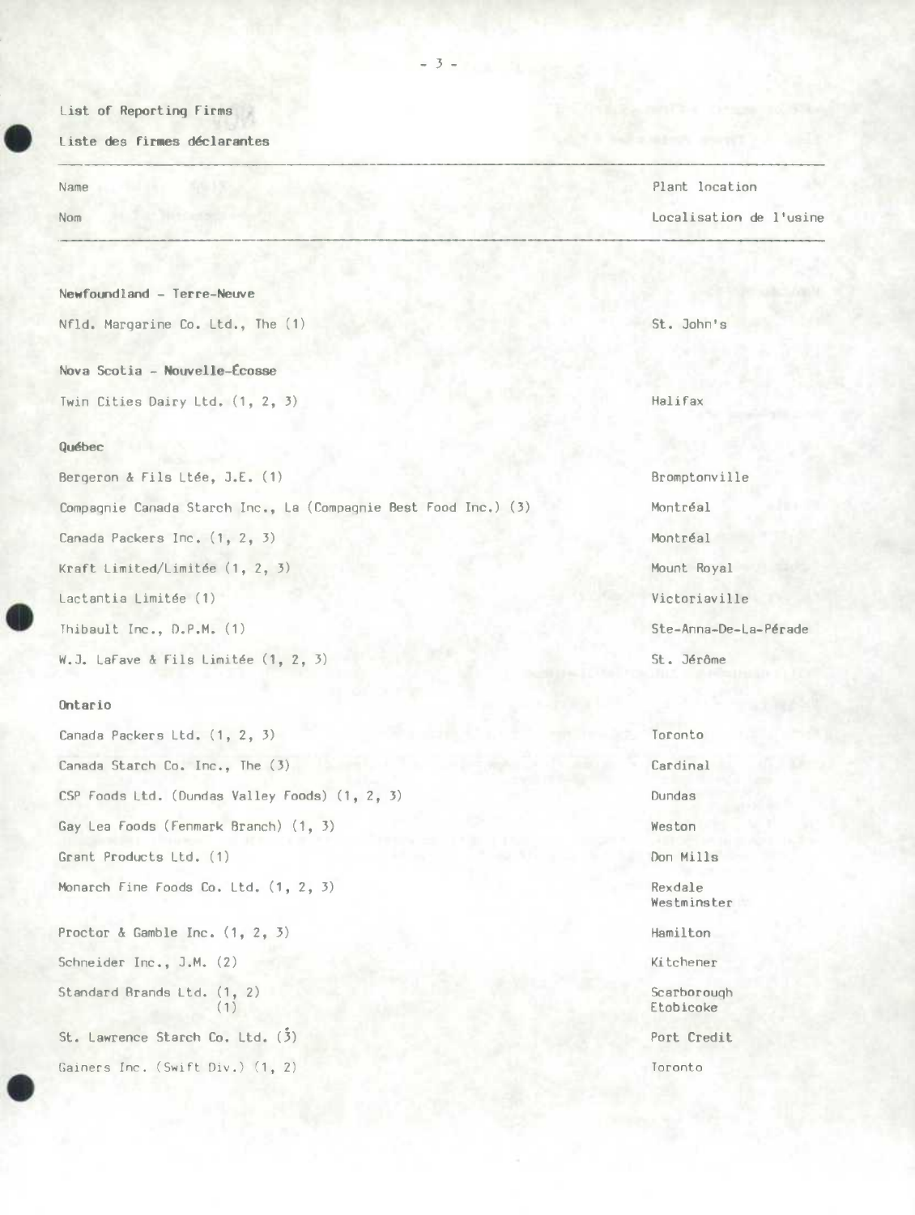List of Reporting Firms

Liste des firmes déclarantes

| Name<br>Nom | Plant location<br>Localisation de l'usine |
|---|---|
| **Newfoundland - Terre-Neuve** | |
| Nfld. Margarine Co. Ltd., The (1) | St. John's |
| **Nova Scotia - Nouvelle-Écosse** | |
| Twin Cities Dairy Ltd. (1, 2, 3) | Halifax |
| **Québec** | |
| Bergeron & Fils Ltée, J.E. (1) | Bromptonville |
| Compagnie Canada Starch Inc., La (Compagnie Best Food Inc.) (3) | Montréal |
| Canada Packers Inc. (1, 2, 3) | Montréal |
| Kraft Limited/Limitée (1, 2, 3) | Mount Royal |
| Lactantia Limitée (1) | Victoriaville |
| Thibault Inc., D.P.M. (1) | Ste-Anna-De-La-Pérade |
| W.J. LaFave & Fils Limitée (1, 2, 3) | St. Jérôme |
| **Ontario** | |
| Canada Packers Ltd. (1, 2, 3) | Toronto |
| Canada Starch Co. Inc., The (3) | Cardinal |
| CSP Foods Ltd. (Dundas Valley Foods) (1, 2, 3) | Dundas |
| Gay Lea Foods (Fenmark Branch) (1, 3) | Weston |
| Grant Products Ltd. (1) | Don Mills |
| Monarch Fine Foods Co. Ltd. (1, 2, 3) | Rexdale<br>Westminster |
| Proctor & Gamble Inc. (1, 2, 3) | Hamilton |
| Schneider Inc., J.M. (2) | Kitchener |
| Standard Brands Ltd. (1, 2)<br>(1) | Scarborough<br>Etobicoke |
| St. Lawrence Starch Co. Ltd. (3) | Port Credit |
| Gainers Inc. (Swift Div.) (1, 2) | Toronto |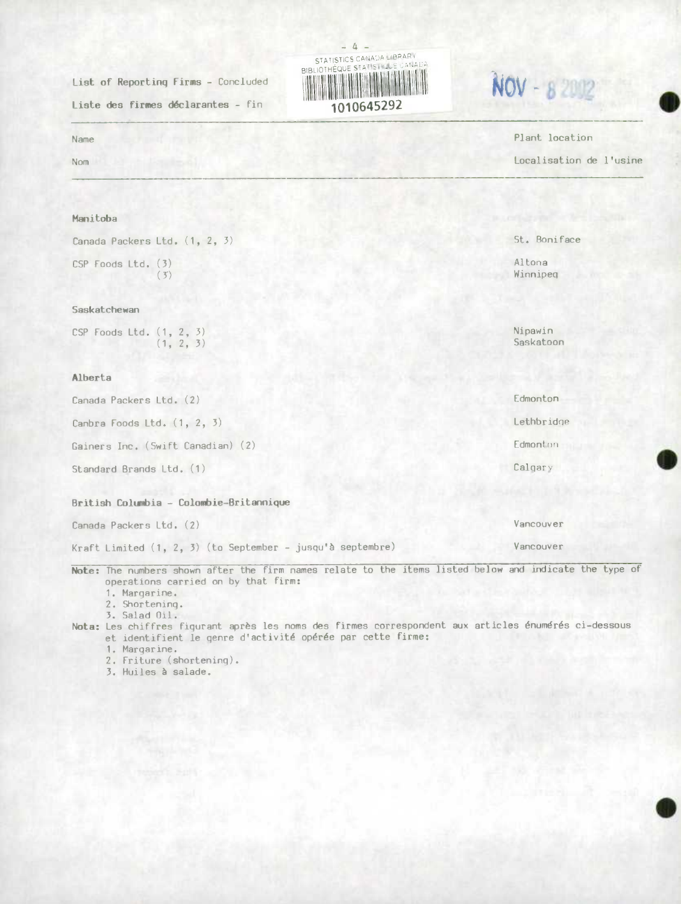List of Reporting Firms - Concluded

Liste des firmes déclarantes - fin

| Name<br>Nom | Plant location<br>Localisation de l'usine |
|---|---|
| **Manitoba** | |
| Canada Packers Ltd. (1, 2, 3) | St. Boniface |
| CSP Foods Ltd. (3) | Altona |
| (3) | Winnipeg |
| **Saskatchewan** | |
| CSP Foods Ltd. (1, 2, 3) | Nipawin |
| (1, 2, 3) | Saskatoon |
| **Alberta** | |
| Canada Packers Ltd. (2) | Edmonton |
| Canbra Foods Ltd. (1, 2, 3) | Lethbridge |
| Gainers Inc. (Swift Canadian) (2) | Edmonton |
| Standard Brands Ltd. (1) | Calgary |
| **British Columbia - Colombie-Britannique** | |
| Canada Packers Ltd. (2) | Vancouver |
| Kraft Limited (1, 2, 3) (to September - jusqu'à septembre) | Vancouver |

**Note:** The numbers shown after the firm names relate to the items listed below and indicate the type of operations carried on by that firm:

1. Margarine.
2. Shortening.
3. Salad Oil.

**Nota:** Les chiffres figurant après les noms des firmes correspondent aux articles énumérés ci-dessous et identifient le genre d'activité opérée par cette firme:

1. Margarine.
2. Friture (shortening).
3. Huiles à salade.